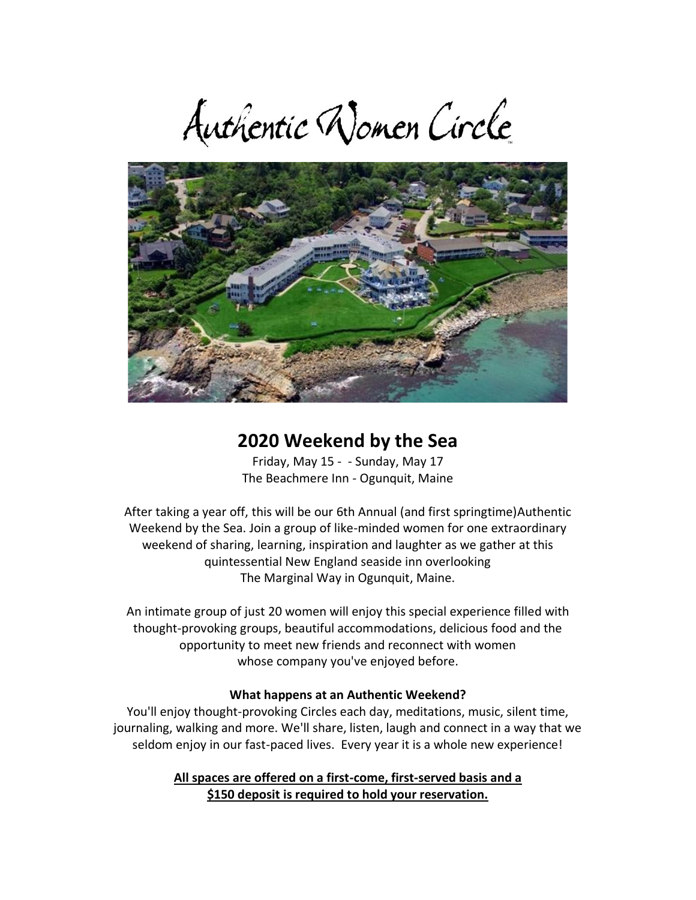# Authentic Women Circle

## 2020 Weekend by the Sea

Friday, May 15 - - Sunday, May 17
The Beachmere Inn - Ogunquit, Maine

After taking a year off, this will be our 6th Annual (and first springtime)Authentic Weekend by the Sea. Join a group of like-minded women for one extraordinary weekend of sharing, learning, inspiration and laughter as we gather at this quintessential New England seaside inn overlooking The Marginal Way in Ogunquit, Maine.

An intimate group of just 20 women will enjoy this special experience filled with thought-provoking groups, beautiful accommodations, delicious food and the opportunity to meet new friends and reconnect with women whose company you've enjoyed before.

**What happens at an Authentic Weekend?**

You'll enjoy thought-provoking Circles each day, meditations, music, silent time, journaling, walking and more. We'll share, listen, laugh and connect in a way that we seldom enjoy in our fast-paced lives. Every year it is a whole new experience!

**All spaces are offered on a first-come, first-served basis and a $150 deposit is required to hold your reservation.**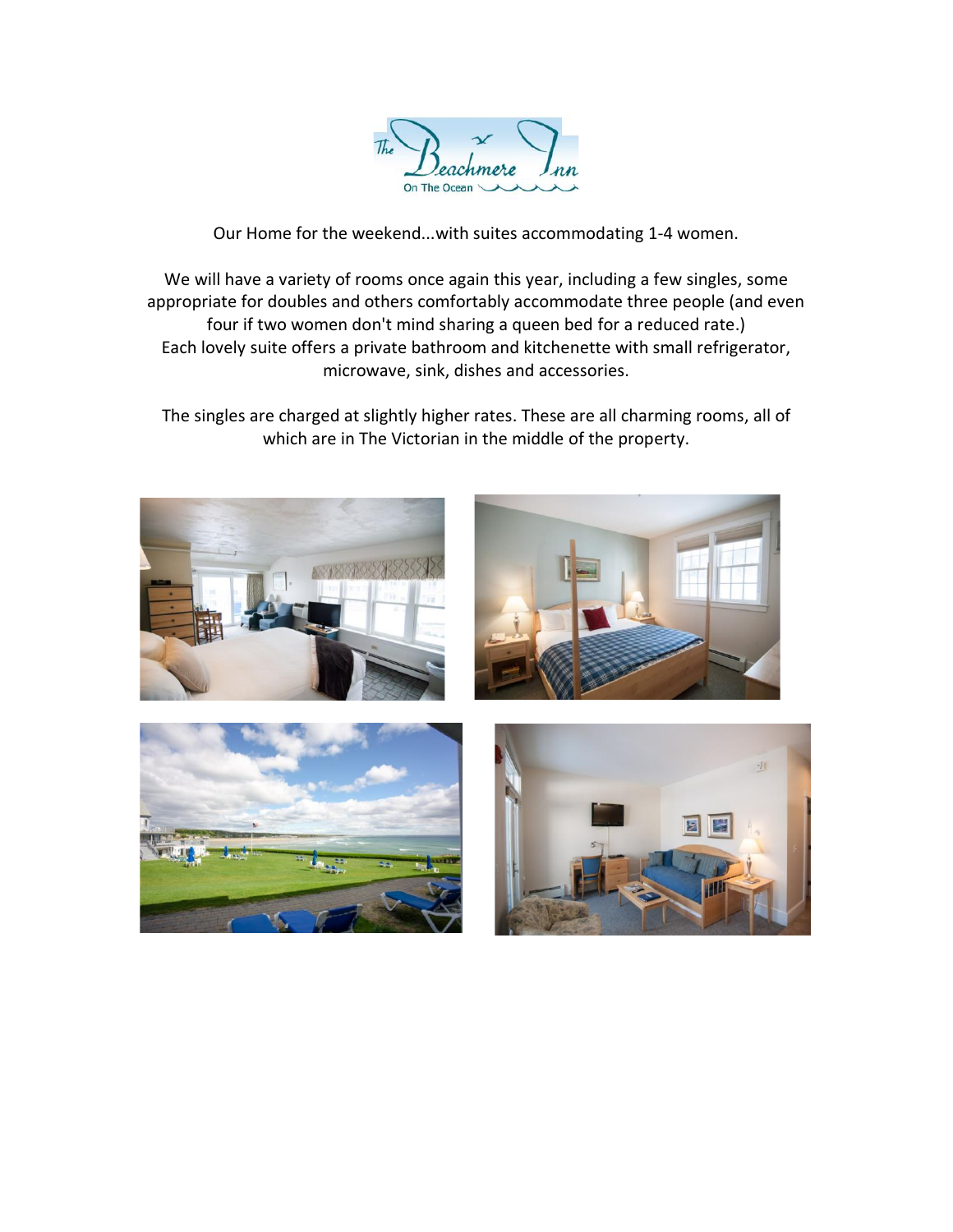Our Home for the weekend...with suites accommodating 1-4 women.

We will have a variety of rooms once again this year, including a few singles, some appropriate for doubles and others comfortably accommodate three people (and even four if two women don't mind sharing a queen bed for a reduced rate.)
Each lovely suite offers a private bathroom and kitchenette with small refrigerator, microwave, sink, dishes and accessories.

The singles are charged at slightly higher rates. These are all charming rooms, all of which are in The Victorian in the middle of the property.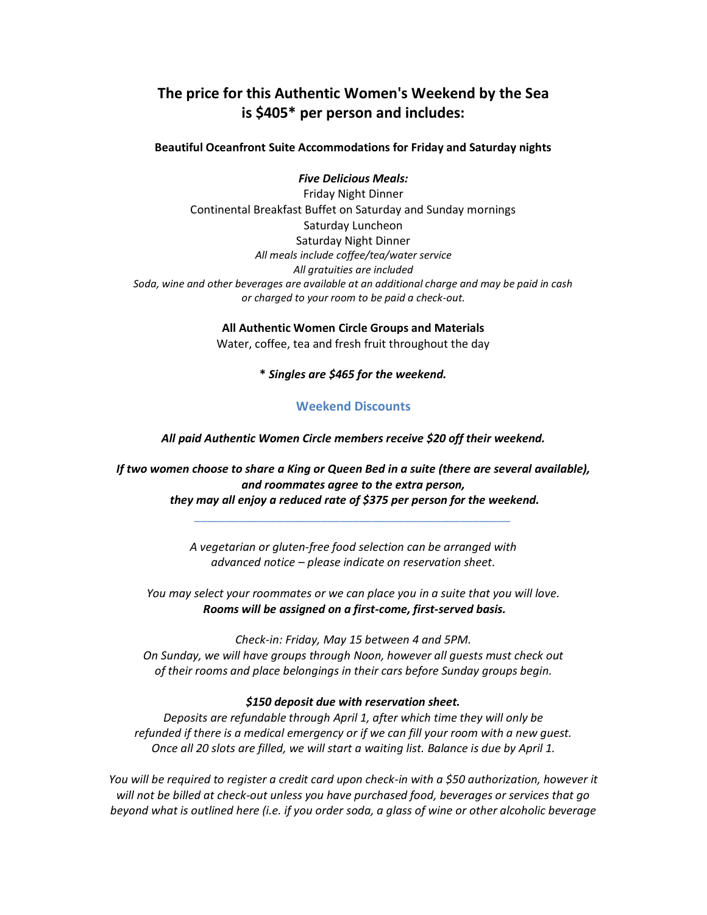# The price for this Authentic Women's Weekend by the Sea is $405* per person and includes:

**Beautiful Oceanfront Suite Accommodations for Friday and Saturday nights**

***Five Delicious Meals:***

Friday Night Dinner
Continental Breakfast Buffet on Saturday and Sunday mornings
Saturday Luncheon
Saturday Night Dinner

*All meals include coffee/tea/water service*
*All gratuities are included*
*Soda, wine and other beverages are available at an additional charge and may be paid in cash or charged to your room to be paid a check-out.*

**All Authentic Women Circle Groups and Materials**
Water, coffee, tea and fresh fruit throughout the day

***\* Singles are $465 for the weekend.***

## Weekend Discounts

***All paid Authentic Women Circle members receive $20 off their weekend.***

***If two women choose to share a King or Queen Bed in a suite (there are several available), and roommates agree to the extra person, they may all enjoy a reduced rate of $375 per person for the weekend.***

---

*A vegetarian or gluten-free food selection can be arranged with advanced notice – please indicate on reservation sheet.*

*You may select your roommates or we can place you in a suite that you will love.*
***Rooms will be assigned on a first-come, first-served basis.***

*Check-in: Friday, May 15 between 4 and 5PM.*
*On Sunday, we will have groups through Noon, however all guests must check out of their rooms and place belongings in their cars before Sunday groups begin.*

***$150 deposit due with reservation sheet.***
*Deposits are refundable through April 1, after which time they will only be refunded if there is a medical emergency or if we can fill your room with a new guest. Once all 20 slots are filled, we will start a waiting list. Balance is due by April 1.*

*You will be required to register a credit card upon check-in with a $50 authorization, however it will not be billed at check-out unless you have purchased food, beverages or services that go beyond what is outlined here (i.e. if you order soda, a glass of wine or other alcoholic beverage*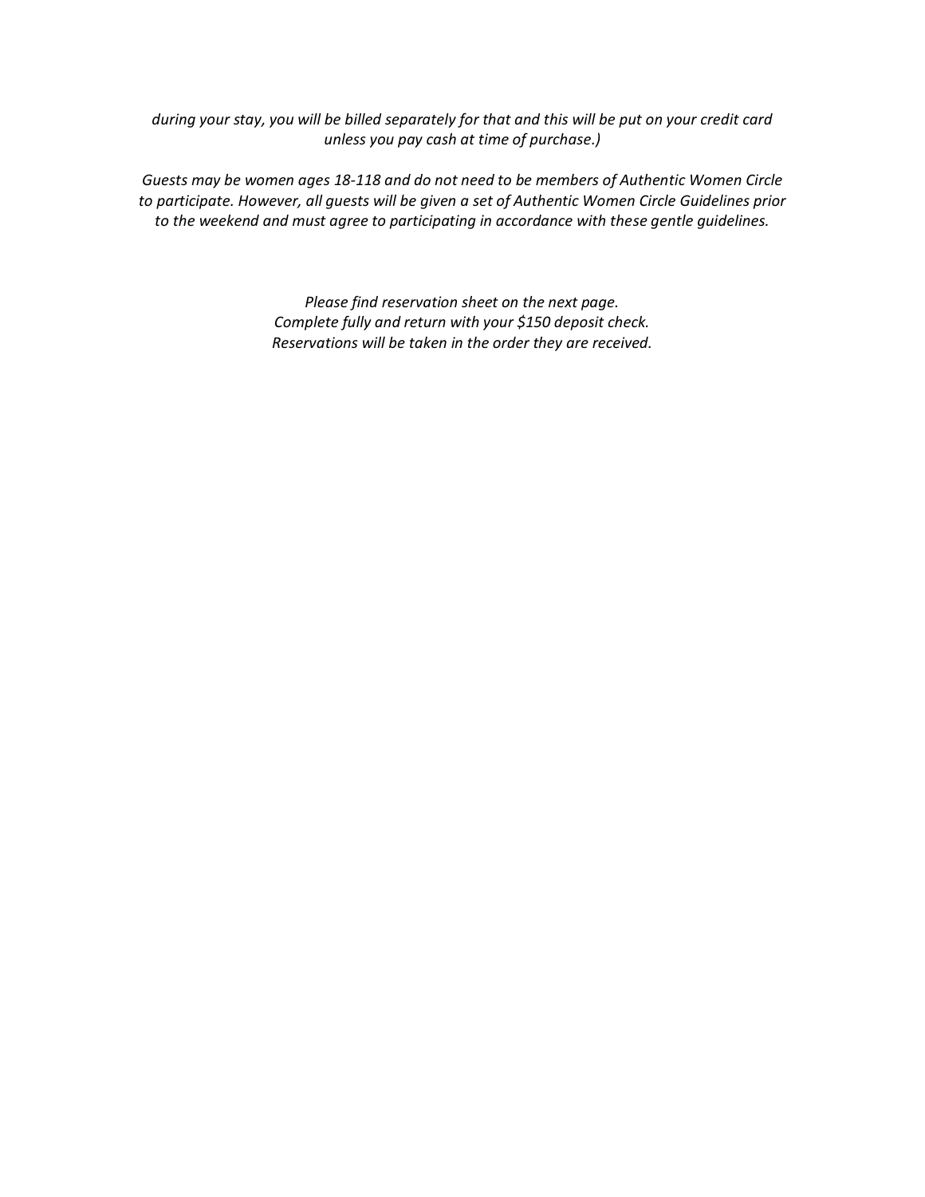*during your stay, you will be billed separately for that and this will be put on your credit card unless you pay cash at time of purchase.)*

*Guests may be women ages 18-118 and do not need to be members of Authentic Women Circle to participate. However, all guests will be given a set of Authentic Women Circle Guidelines prior to the weekend and must agree to participating in accordance with these gentle guidelines.*

*Please find reservation sheet on the next page.*
*Complete fully and return with your $150 deposit check.*
*Reservations will be taken in the order they are received.*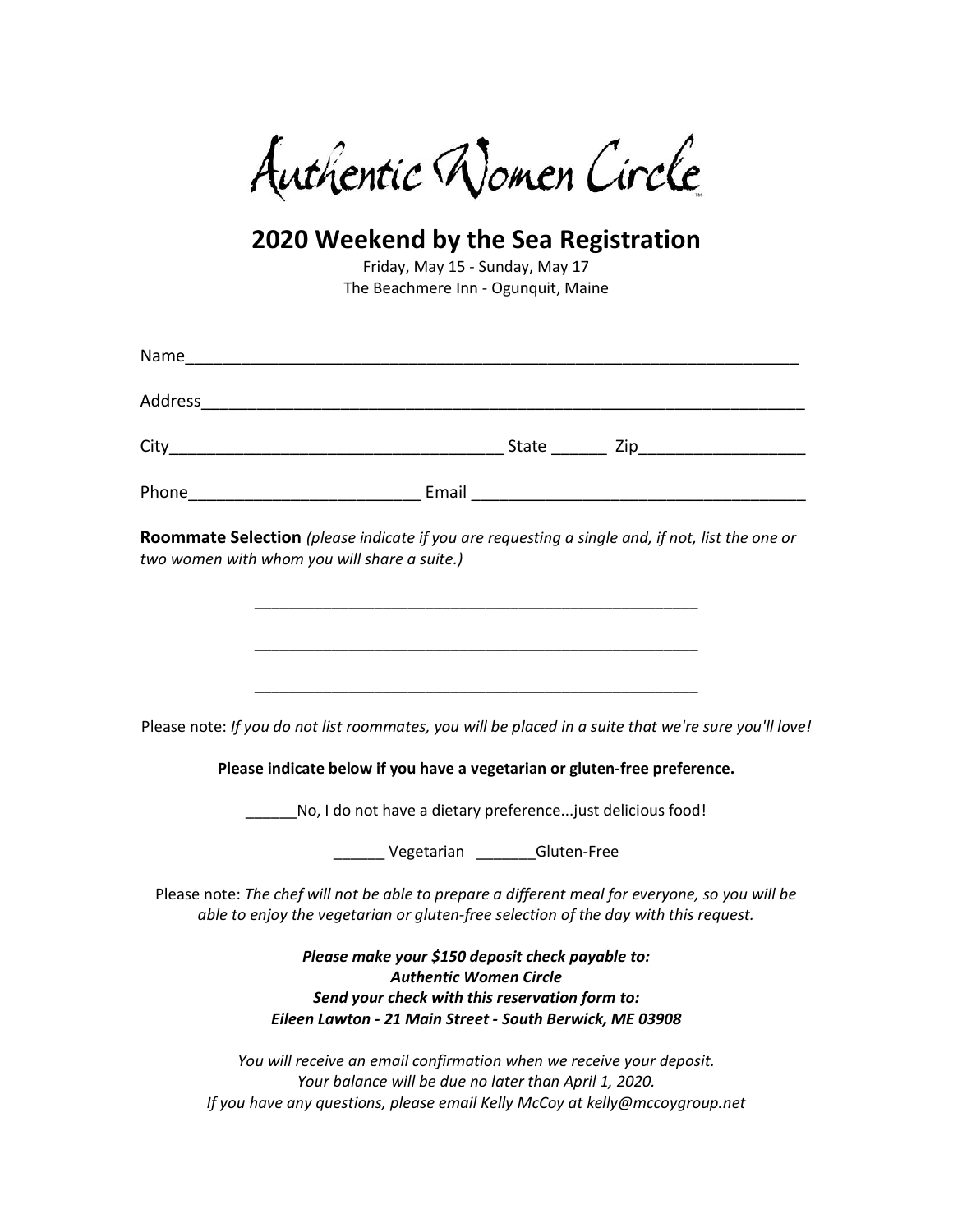# Authentic Women Circle

## 2020 Weekend by the Sea Registration

Friday, May 15 - Sunday, May 17
The Beachmere Inn - Ogunquit, Maine

Name_____________________________________________________________________

Address___________________________________________________________________

City___________________________________ State ______ Zip__________________

Phone_________________________ Email ___________________________________

**Roommate Selection** *(please indicate if you are requesting a single and, if not, list the one or two women with whom you will share a suite.)*

___________________________________________________

___________________________________________________

___________________________________________________

Please note: *If you do not list roommates, you will be placed in a suite that we're sure you'll love!*

**Please indicate below if you have a vegetarian or gluten-free preference.**

______No, I do not have a dietary preference...just delicious food!

______ Vegetarian _______Gluten-Free

Please note: *The chef will not be able to prepare a different meal for everyone, so you will be able to enjoy the vegetarian or gluten-free selection of the day with this request.*

***Please make your $150 deposit check payable to:***
***Authentic Women Circle***
***Send your check with this reservation form to:***
***Eileen Lawton - 21 Main Street - South Berwick, ME 03908***

*You will receive an email confirmation when we receive your deposit.*
*Your balance will be due no later than April 1, 2020.*
*If you have any questions, please email Kelly McCoy at kelly@mccoygroup.net*